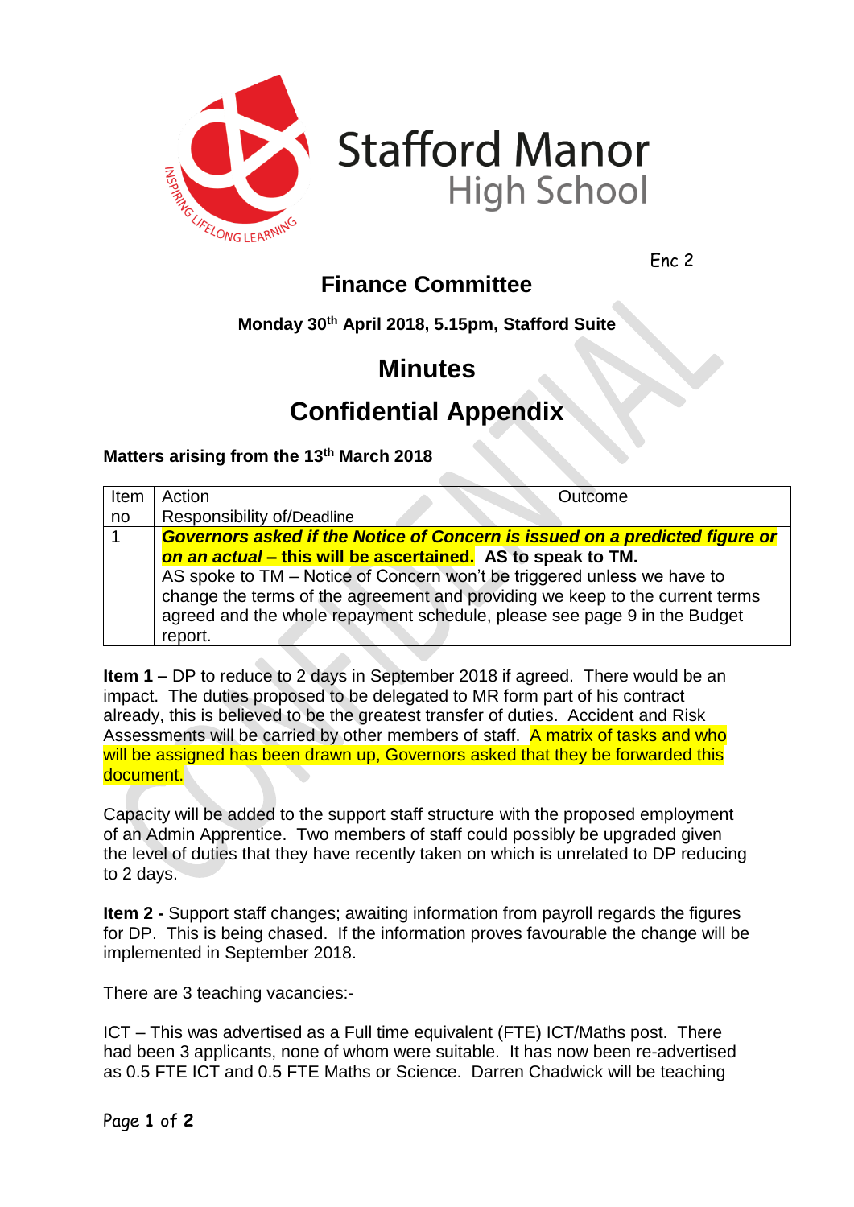Stafford Manor High School

Enc 2

## Finance Committee

**Monday 30th April 2018, 5.15pm, Stafford Suite**

# Minutes

# Confidential Appendix

**Matters arising from the 13th March 2018**

| Item no | Action<br>Responsibility of/Deadline | Outcome |
|---|---|---|
| 1 | ***Governors asked if the Notice of Concern is issued on a predicted figure or on an actual* – this will be ascertained. AS to speak to TM.**<br>AS spoke to TM – Notice of Concern won't be triggered unless we have to change the terms of the agreement and providing we keep to the current terms agreed and the whole repayment schedule, please see page 9 in the Budget report. | |

**Item 1 –** DP to reduce to 2 days in September 2018 if agreed. There would be an impact. The duties proposed to be delegated to MR form part of his contract already, this is believed to be the greatest transfer of duties. Accident and Risk Assessments will be carried by other members of staff. A matrix of tasks and who will be assigned has been drawn up, Governors asked that they be forwarded this document.

Capacity will be added to the support staff structure with the proposed employment of an Admin Apprentice. Two members of staff could possibly be upgraded given the level of duties that they have recently taken on which is unrelated to DP reducing to 2 days.

**Item 2 -** Support staff changes; awaiting information from payroll regards the figures for DP. This is being chased. If the information proves favourable the change will be implemented in September 2018.

There are 3 teaching vacancies:-

ICT – This was advertised as a Full time equivalent (FTE) ICT/Maths post. There had been 3 applicants, none of whom were suitable. It has now been re-advertised as 0.5 FTE ICT and 0.5 FTE Maths or Science. Darren Chadwick will be teaching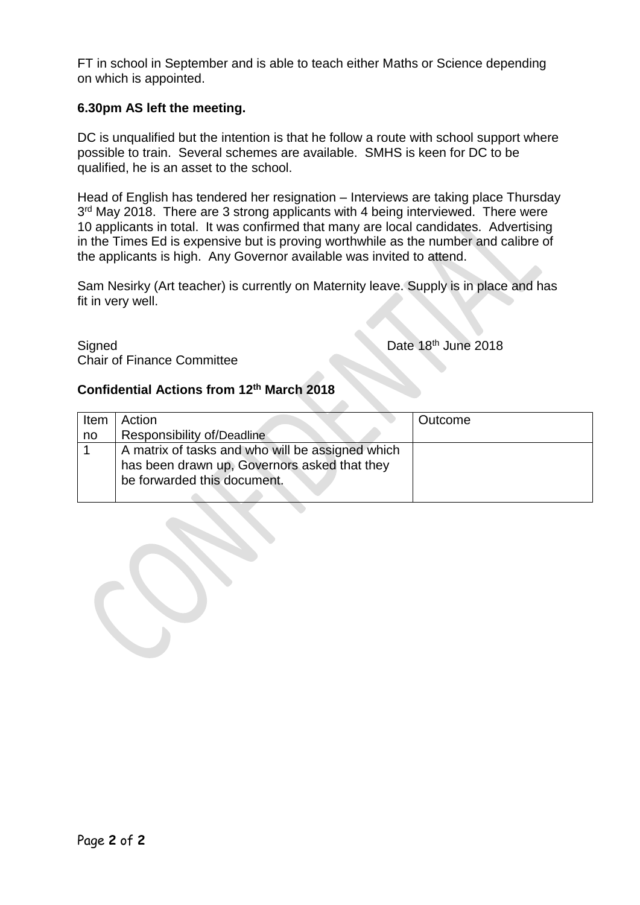FT in school in September and is able to teach either Maths or Science depending on which is appointed.

**6.30pm AS left the meeting.**

DC is unqualified but the intention is that he follow a route with school support where possible to train. Several schemes are available. SMHS is keen for DC to be qualified, he is an asset to the school.

Head of English has tendered her resignation – Interviews are taking place Thursday 3rd May 2018. There are 3 strong applicants with 4 being interviewed. There were 10 applicants in total. It was confirmed that many are local candidates. Advertising in the Times Ed is expensive but is proving worthwhile as the number and calibre of the applicants is high. Any Governor available was invited to attend.

Sam Nesirky (Art teacher) is currently on Maternity leave. Supply is in place and has fit in very well.

Signed Date 18th June 2018
Chair of Finance Committee

**Confidential Actions from 12th March 2018**

| Item no | Action<br>Responsibility of/Deadline | Outcome |
|---|---|---|
| 1 | A matrix of tasks and who will be assigned which has been drawn up, Governors asked that they be forwarded this document. | |